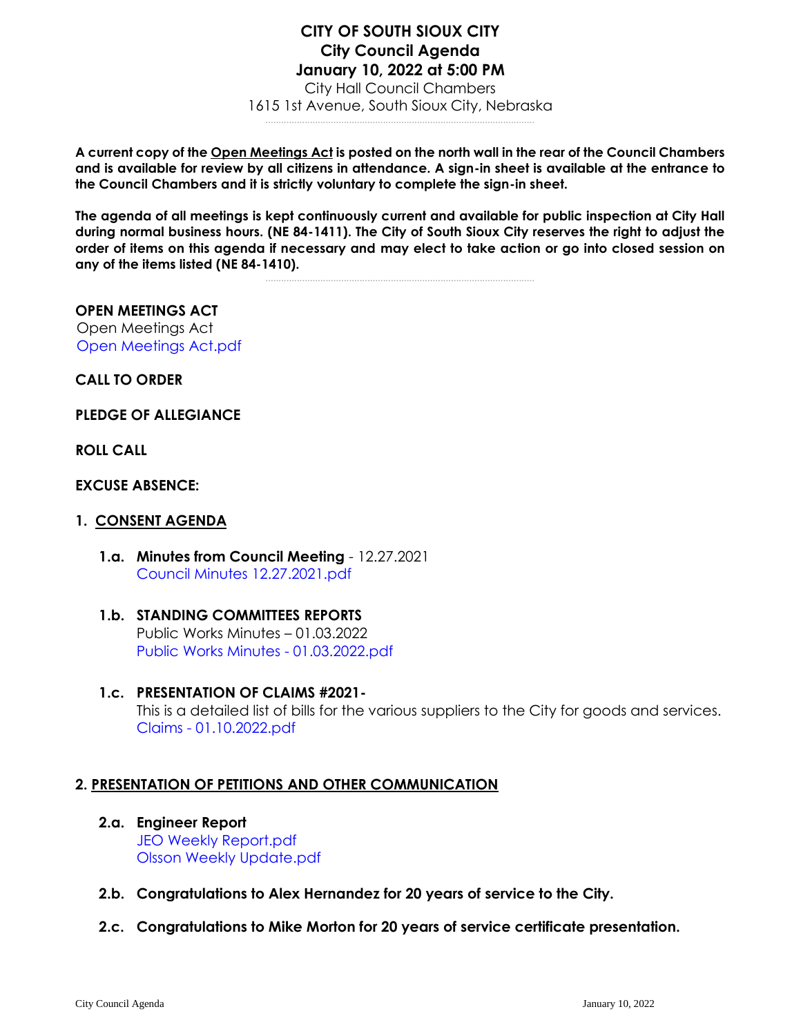# CITY OF SOUTH SIOUX CITY
## City Council Agenda
## January 10, 2022 at 5:00 PM

City Hall Council Chambers
1615 1st Avenue, South Sioux City, Nebraska

**A current copy of the Open Meetings Act is posted on the north wall in the rear of the Council Chambers and is available for review by all citizens in attendance. A sign-in sheet is available at the entrance to the Council Chambers and it is strictly voluntary to complete the sign-in sheet.**

**The agenda of all meetings is kept continuously current and available for public inspection at City Hall during normal business hours. (NE 84-1411). The City of South Sioux City reserves the right to adjust the order of items on this agenda if necessary and may elect to take action or go into closed session on any of the items listed (NE 84-1410).**

**OPEN MEETINGS ACT**
Open Meetings Act
Open Meetings Act.pdf

**CALL TO ORDER**

**PLEDGE OF ALLEGIANCE**

**ROLL CALL**

**EXCUSE ABSENCE:**

## 1. CONSENT AGENDA

**1.a. Minutes from Council Meeting** - 12.27.2021
Council Minutes 12.27.2021.pdf

**1.b. STANDING COMMITTEES REPORTS**
Public Works Minutes – 01.03.2022
Public Works Minutes - 01.03.2022.pdf

**1.c. PRESENTATION OF CLAIMS #2021-**
This is a detailed list of bills for the various suppliers to the City for goods and services.
Claims - 01.10.2022.pdf

## 2. PRESENTATION OF PETITIONS AND OTHER COMMUNICATION

**2.a. Engineer Report**
JEO Weekly Report.pdf
Olsson Weekly Update.pdf

**2.b. Congratulations to Alex Hernandez for 20 years of service to the City.**

**2.c. Congratulations to Mike Morton for 20 years of service certificate presentation.**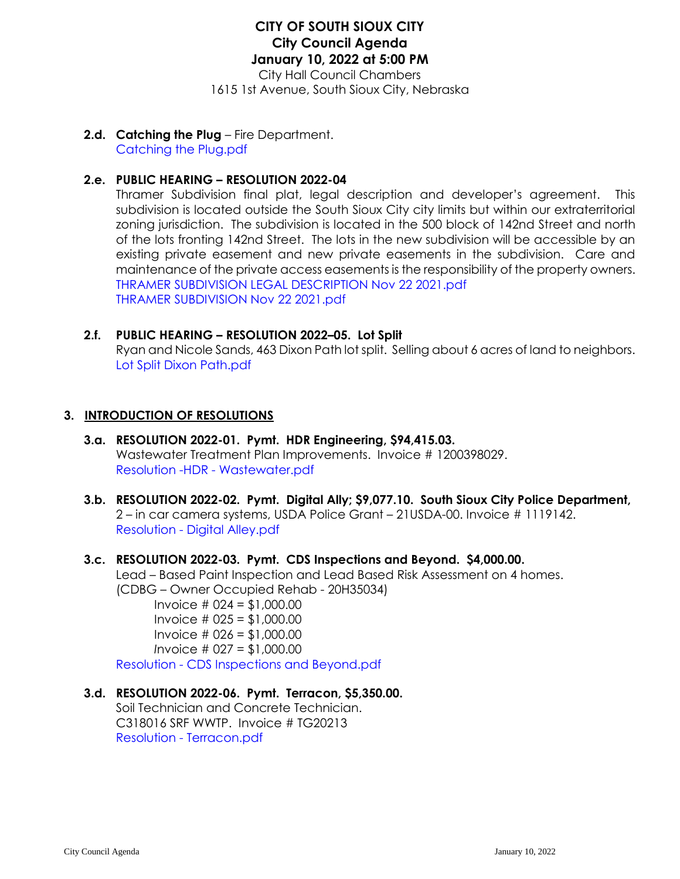# CITY OF SOUTH SIOUX CITY
## City Council Agenda
## January 10, 2022 at 5:00 PM

City Hall Council Chambers
1615 1st Avenue, South Sioux City, Nebraska

**2.d. Catching the Plug** – Fire Department.
Catching the Plug.pdf

**2.e. PUBLIC HEARING – RESOLUTION 2022-04**
Thramer Subdivision final plat, legal description and developer's agreement. This subdivision is located outside the South Sioux City city limits but within our extraterritorial zoning jurisdiction. The subdivision is located in the 500 block of 142nd Street and north of the lots fronting 142nd Street. The lots in the new subdivision will be accessible by an existing private easement and new private easements in the subdivision. Care and maintenance of the private access easements is the responsibility of the property owners.
THRAMER SUBDIVISION LEGAL DESCRIPTION Nov 22 2021.pdf
THRAMER SUBDIVISION Nov 22 2021.pdf

**2.f. PUBLIC HEARING – RESOLUTION 2022–05. Lot Split**
Ryan and Nicole Sands, 463 Dixon Path lot split. Selling about 6 acres of land to neighbors.
Lot Split Dixon Path.pdf

## 3. INTRODUCTION OF RESOLUTIONS

**3.a. RESOLUTION 2022-01. Pymt. HDR Engineering, $94,415.03.**
Wastewater Treatment Plan Improvements. Invoice # 1200398029.
Resolution -HDR - Wastewater.pdf

**3.b. RESOLUTION 2022-02. Pymt. Digital Ally; $9,077.10. South Sioux City Police Department,**
2 – in car camera systems, USDA Police Grant – 21USDA-00. Invoice # 1119142.
Resolution - Digital Alley.pdf

**3.c. RESOLUTION 2022-03. Pymt. CDS Inspections and Beyond. $4,000.00.**
Lead – Based Paint Inspection and Lead Based Risk Assessment on 4 homes.
(CDBG – Owner Occupied Rehab - 20H35034)

Invoice # 024 = $1,000.00
Invoice # 025 = $1,000.00
Invoice # 026 = $1,000.00
Invoice # 027 = $1,000.00

Resolution - CDS Inspections and Beyond.pdf

**3.d. RESOLUTION 2022-06. Pymt. Terracon, $5,350.00.**
Soil Technician and Concrete Technician.
C318016 SRF WWTP. Invoice # TG20213
Resolution - Terracon.pdf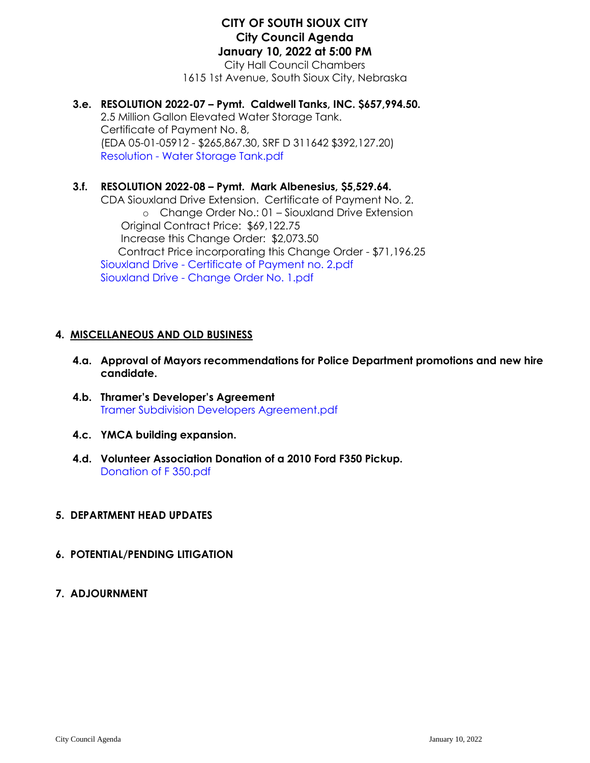# CITY OF SOUTH SIOUX CITY
## City Council Agenda
## January 10, 2022 at 5:00 PM

City Hall Council Chambers
1615 1st Avenue, South Sioux City, Nebraska

**3.e. RESOLUTION 2022-07 – Pymt. Caldwell Tanks, INC. $657,994.50.**
2.5 Million Gallon Elevated Water Storage Tank.
Certificate of Payment No. 8,
(EDA 05-01-05912 - $265,867.30, SRF D 311642 $392,127.20)
Resolution - Water Storage Tank.pdf

**3.f. RESOLUTION 2022-08 – Pymt. Mark Albenesius, $5,529.64.**
CDA Siouxland Drive Extension. Certificate of Payment No. 2.
- Change Order No.: 01 – Siouxland Drive Extension
  Original Contract Price: $69,122.75
  Increase this Change Order: $2,073.50
  Contract Price incorporating this Change Order - $71,196.25

Siouxland Drive - Certificate of Payment no. 2.pdf
Siouxland Drive - Change Order No. 1.pdf

## 4. MISCELLANEOUS AND OLD BUSINESS

**4.a. Approval of Mayors recommendations for Police Department promotions and new hire candidate.**

**4.b. Thramer's Developer's Agreement**
Tramer Subdivision Developers Agreement.pdf

**4.c. YMCA building expansion.**

**4.d. Volunteer Association Donation of a 2010 Ford F350 Pickup.**
Donation of F 350.pdf

## 5. DEPARTMENT HEAD UPDATES

## 6. POTENTIAL/PENDING LITIGATION

## 7. ADJOURNMENT